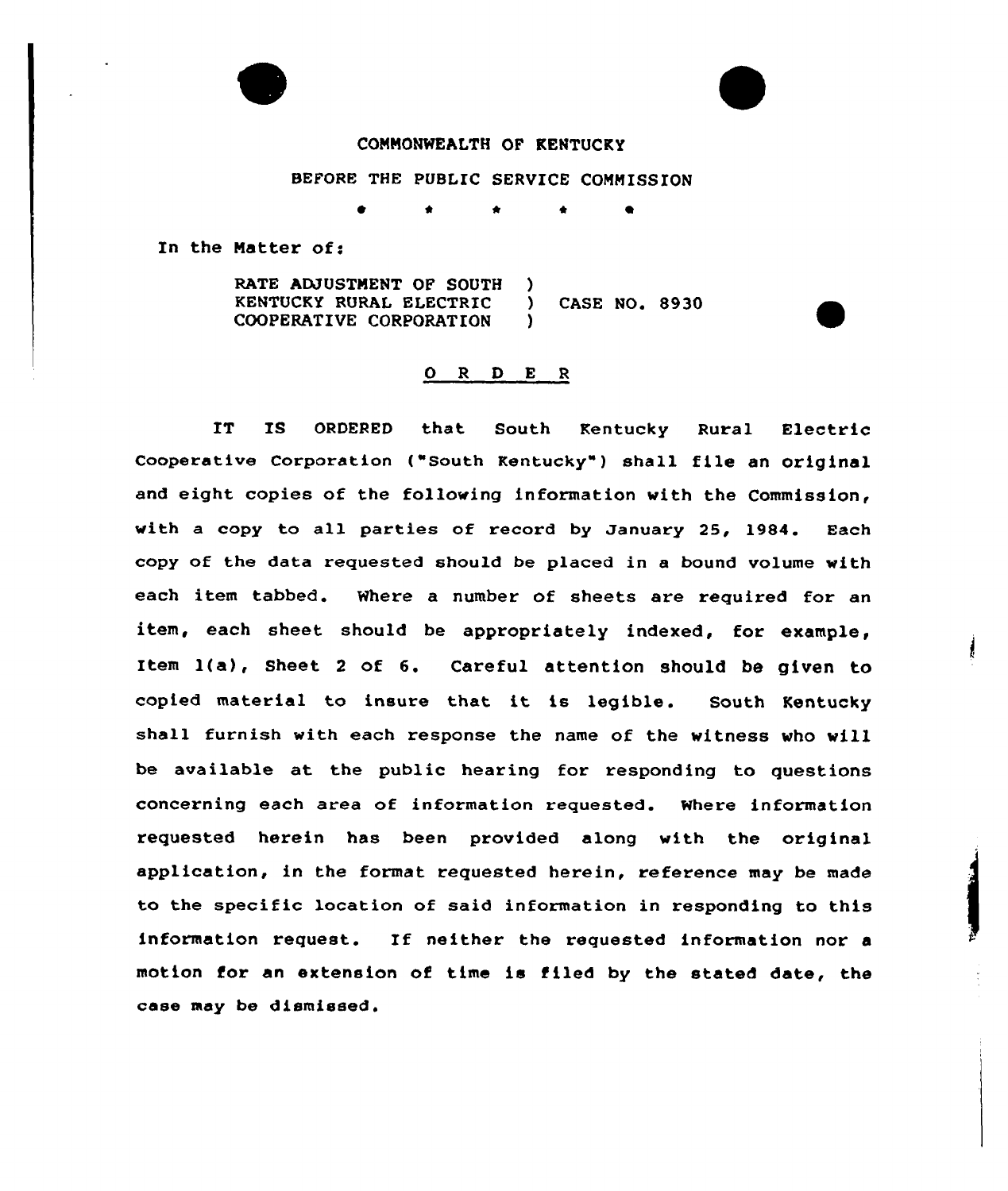COMMONWEALTH OF KENTUCKY

BEFORE THE PUBLIC SERVICE COMMISSION

\* \* \* \* \*

In the Matter of:

| | | |
|---|---|---|
| RATE ADJUSTMENT OF SOUTH | ) | |
| KENTUCKY RURAL ELECTRIC | ) | CASE NO. 8930 |
| COOPERATIVE CORPORATION | ) | |

## O R D E R

IT IS ORDERED that South Kentucky Rural Electric Cooperative Corporation ("South Kentucky") shall file an original and eight copies of the following information with the Commission, with a copy to all parties of record by January 25, 1984. Each copy of the data requested should be placed in a bound volume with each item tabbed. Where a number of sheets are required for an item, each sheet should be appropriately indexed, for example, Item 1(a), Sheet 2 of 6. Careful attention should be given to copied material to insure that it is legible. South Kentucky shall furnish with each response the name of the witness who will be available at the public hearing for responding to questions concerning each area of information requested. Where information requested herein has been provided along with the original application, in the format requested herein, reference may be made to the specific location of said information in responding to this information request. If neither the requested information nor a motion for an extension of time is filed by the stated date, the case may be dismissed.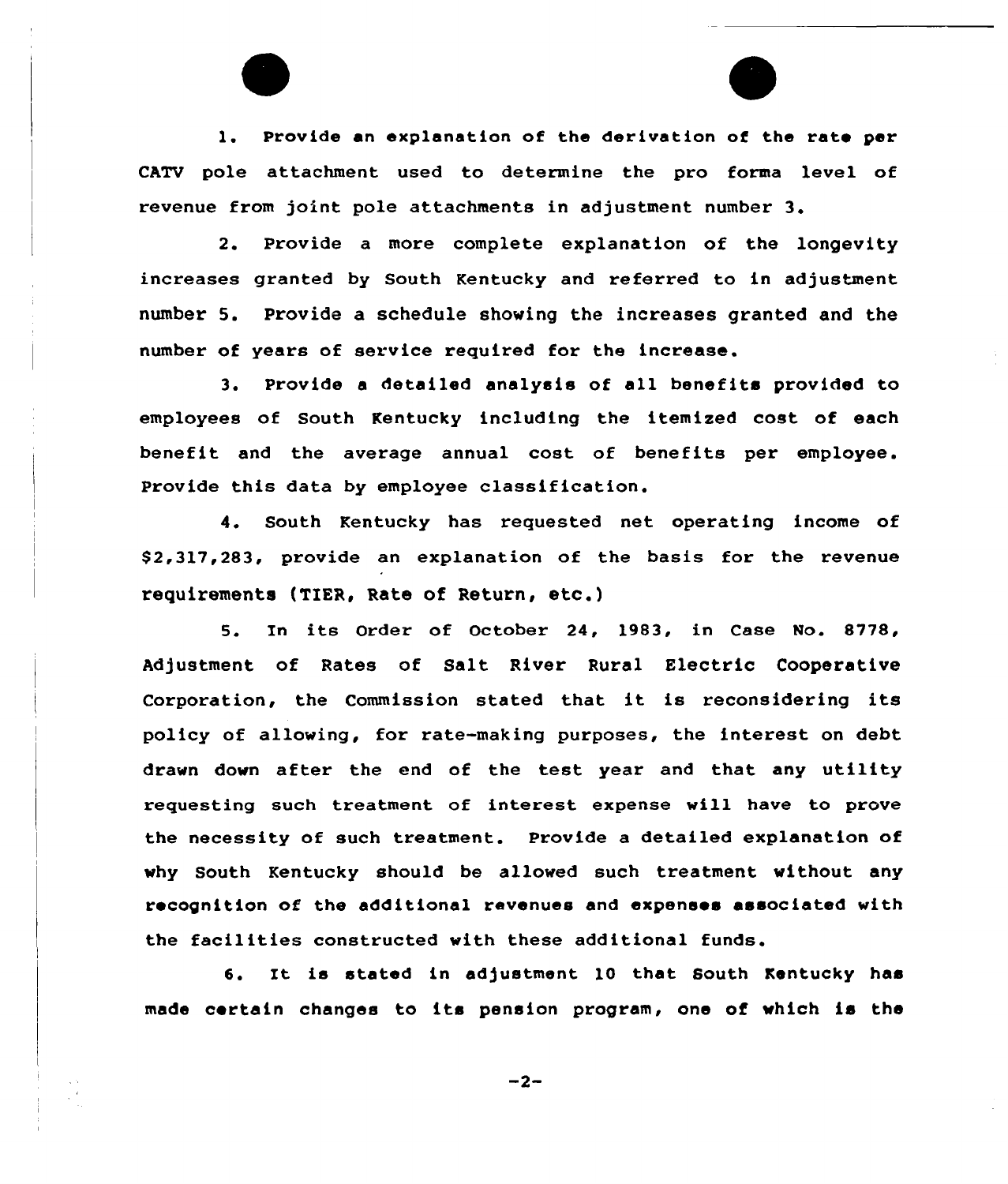1. Provide an explanation of the derivation of the rate per CATV pole attachment used to determine the pro forma level of revenue from joint pole attachments in adjustment number 3.

2. Provide a more complete explanation of the longevity increases granted by South Kentucky and referred to in adjustment number 5. Provide a schedule showing the increases granted and the number of years of service required for the increase.

3. Provide a detailed analysis of all benefits provided to employees of South Kentucky including the itemized cost of each benefit and the average annual cost of benefits per employee. Provide this data by employee classification.

4. South Kentucky has requested net operating income of $2,317,283, provide an explanation of the basis for the revenue requirements (TIER, Rate of Return, etc.)

5. In its Order of October 24, 1983, in Case No. 8778, Adjustment of Rates of Salt River Rural Electric Cooperative Corporation, the Commission stated that it is reconsidering its policy of allowing, for rate-making purposes, the interest on debt drawn down after the end of the test year and that any utility requesting such treatment of interest expense will have to prove the necessity of such treatment. Provide a detailed explanation of why South Kentucky should be allowed such treatment without any recognition of the additional revenues and expenses associated with the facilities constructed with these additional funds.

6. It is stated in adjustment 10 that South Kentucky has made certain changes to its pension program, one of which is the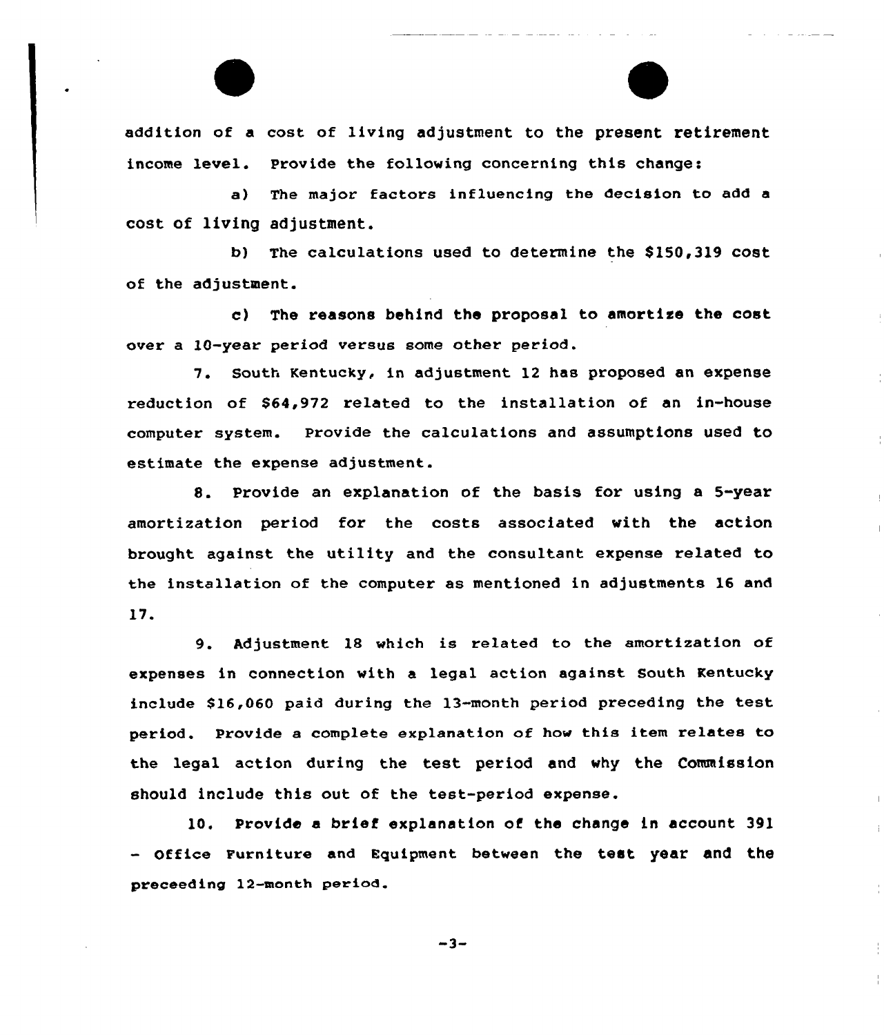addition of a cost of living adjustment to the present retirement income level. Provide the following concerning this change:

a) The major factors influencing the decision to add a cost of living adjustment.

b) The calculations used to determine the $150,319 cost of the adjustment.

c) The reasons behind the proposal to amortize the cost over a 10-year period versus some other period.

7. South Kentucky, in adjustment 12 has proposed an expense reduction of $64,972 related to the installation of an in-house computer system. Provide the calculations and assumptions used to estimate the expense adjustment.

8. Provide an explanation of the basis for using a 5-year amortization period for the costs associated with the action brought against the utility and the consultant expense related to the installation of the computer as mentioned in adjustments 16 and 17.

9. Adjustment 18 which is related to the amortization of expenses in connection with a legal action against South Kentucky include $16,060 paid during the 13-month period preceding the test period. Provide a complete explanation of how this item relates to the legal action during the test period and why the Commission should include this out of the test-period expense.

10. Provide a brief explanation of the change in account 391 - Office Furniture and Equipment between the test year and the preceeding 12-month period.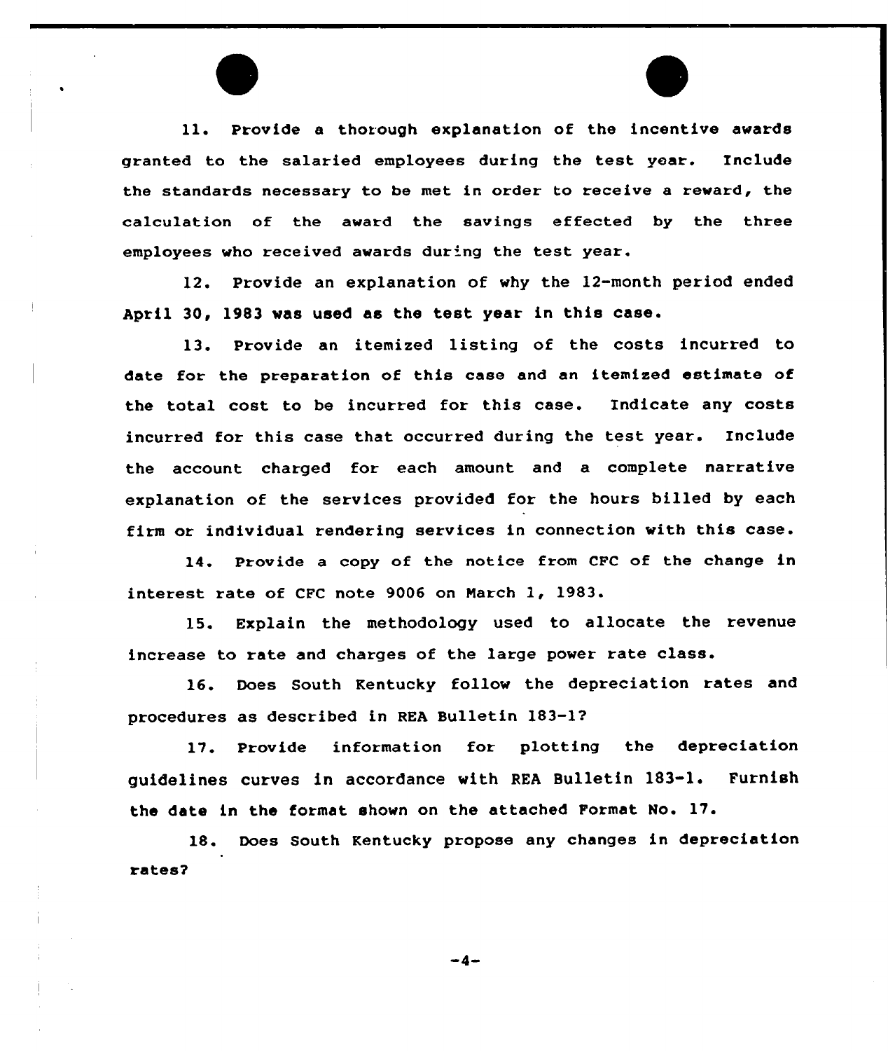11. Provide a thorough explanation of the incentive awards granted to the salaried employees during the test year. Include the standards necessary to be met in order to receive a reward, the calculation of the award the savings effected by the three employees who received awards during the test year.

12. Provide an explanation of why the 12-month period ended April 30, 1983 was used as the test year in this case.

13. Provide an itemized listing of the costs incurred to date for the preparation of this case and an itemized estimate of the total cost to be incurred for this case. Indicate any costs incurred for this case that occurred during the test year. Include the account charged for each amount and a complete narrative explanation of the services provided for the hours billed by each firm or individual rendering services in connection with this case.

14. Provide a copy of the notice from CFC of the change in interest rate of CFC note 9006 on March 1, 1983.

15. Explain the methodology used to allocate the revenue increase to rate and charges of the large power rate class.

16. Does South Kentucky follow the depreciation rates and procedures as described in REA Bulletin 183-1?

17. Provide information for plotting the depreciation guidelines curves in accordance with REA Bulletin 183-1. Furnish the date in the format shown on the attached Format No. 17.

18. Does South Kentucky propose any changes in depreciation rates?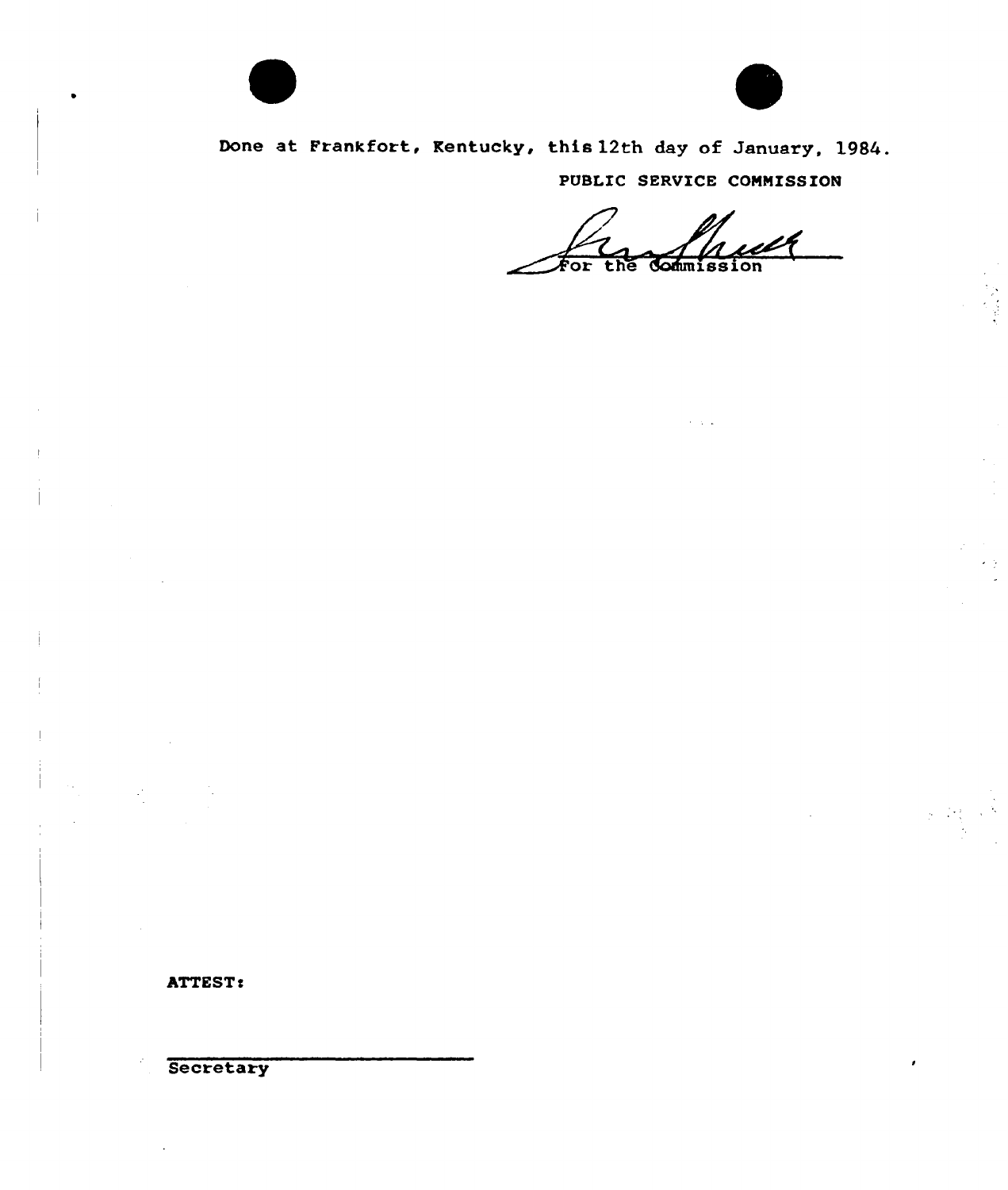Done at Frankfort, Kentucky, this 12th day of January, 1984.

PUBLIC SERVICE COMMISSION

For the Commission

ATTEST:

Secretary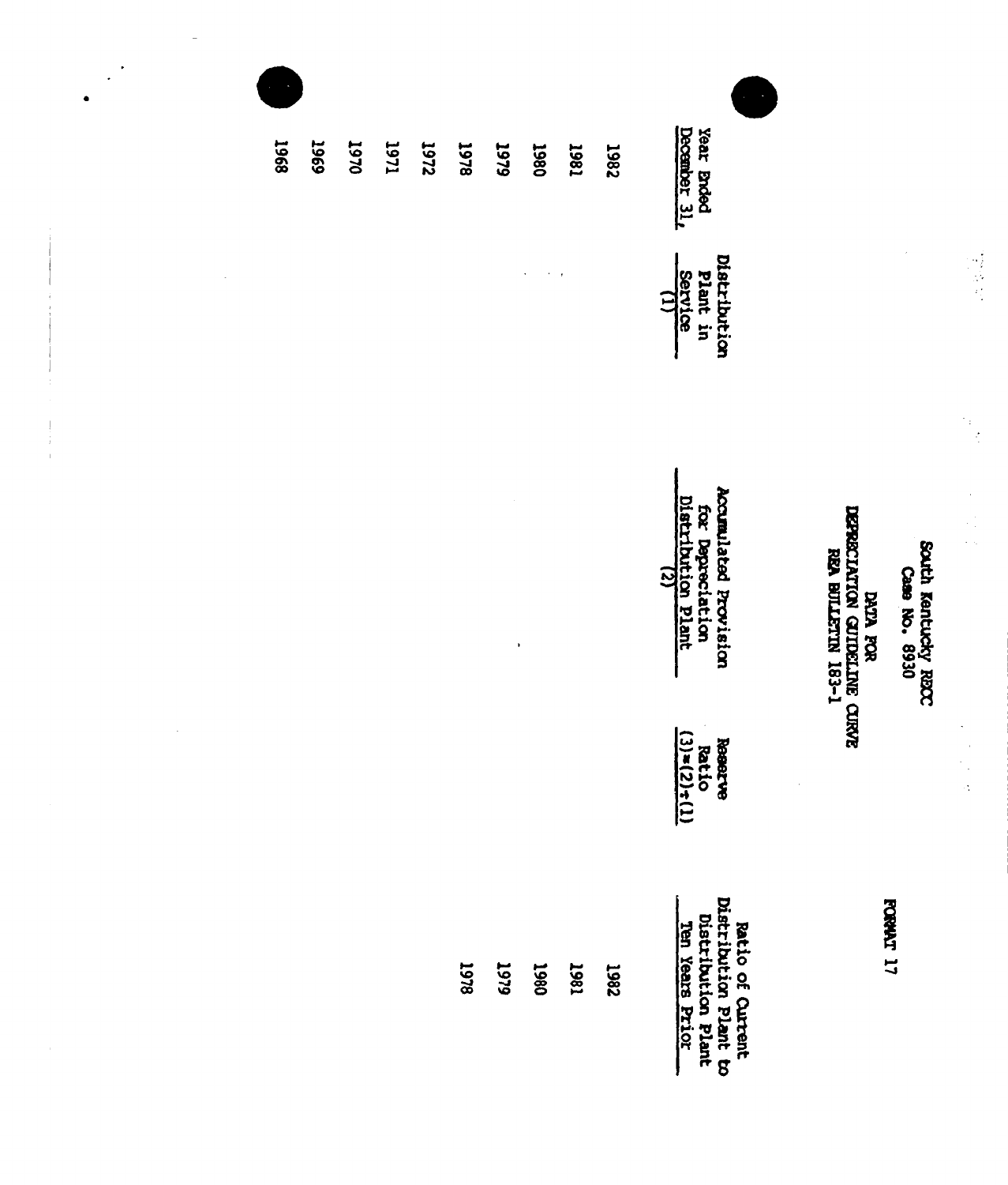FORMAT 17

South Kentucky RECC
Case No. 8930

DATA FOR
DEPRECIATION GUIDELINE CURVE
REA BULLETIN 183-1

| Year Ended December 31, | Distribution Plant in Service (1) | Accumulated Provision for Depreciation Distribution Plant (2) | Reserve Ratio (3)=(2)÷(1) | Ratio of Current Distribution Plant to Distribution Plant Ten Years Prior |
|---|---|---|---|---|
| 1982 | | | | 1982 |
| 1981 | | | | 1981 |
| 1980 | | | | 1980 |
| 1979 | | | | 1979 |
| 1978 | | | | 1978 |
| 1972 | | | | |
| 1971 | | | | |
| 1970 | | | | |
| 1969 | | | | |
| 1968 | | | | |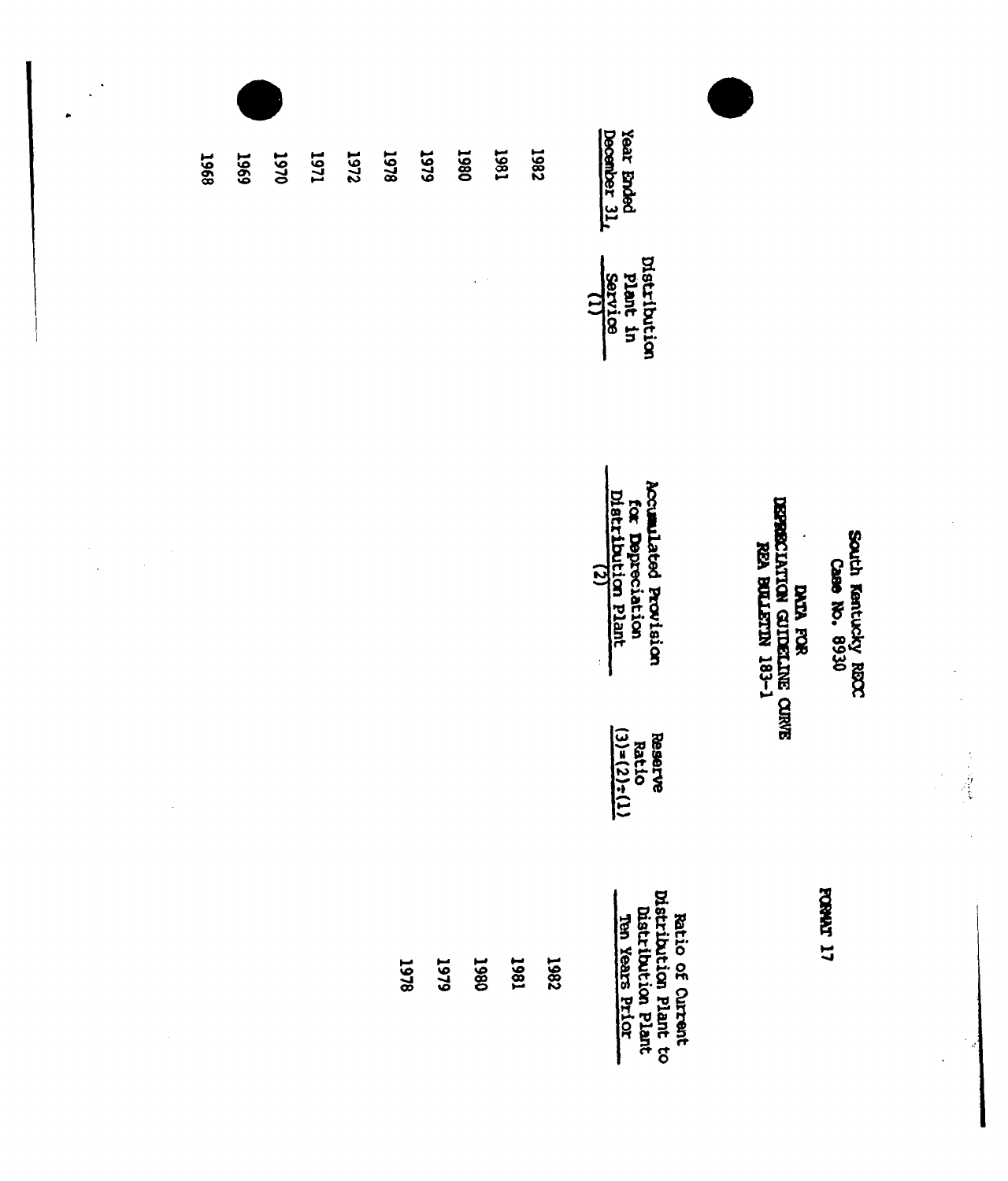FORMAT 17

South Kentucky RECC
Case No. 8930

DATA FOR
DEPRECIATION GUIDELINE CURVE
REA BULLETIN 183-1

| Year Ended December 31, | Distribution Plant in Service (1) | Accumulated Provision for Depreciation Distribution Plant (2) | Reserve Ratio (3)=(2)÷(1) | Ratio of Current Distribution Plant to Distribution Plant Ten Years Prior |
|---|---|---|---|---|
| 1982 | | | | 1982 |
| 1981 | | | | 1981 |
| 1980 | | | | 1980 |
| 1979 | | | | 1979 |
| 1978 | | | | 1978 |
| 1972 | | | | |
| 1971 | | | | |
| 1970 | | | | |
| 1969 | | | | |
| 1968 | | | | |